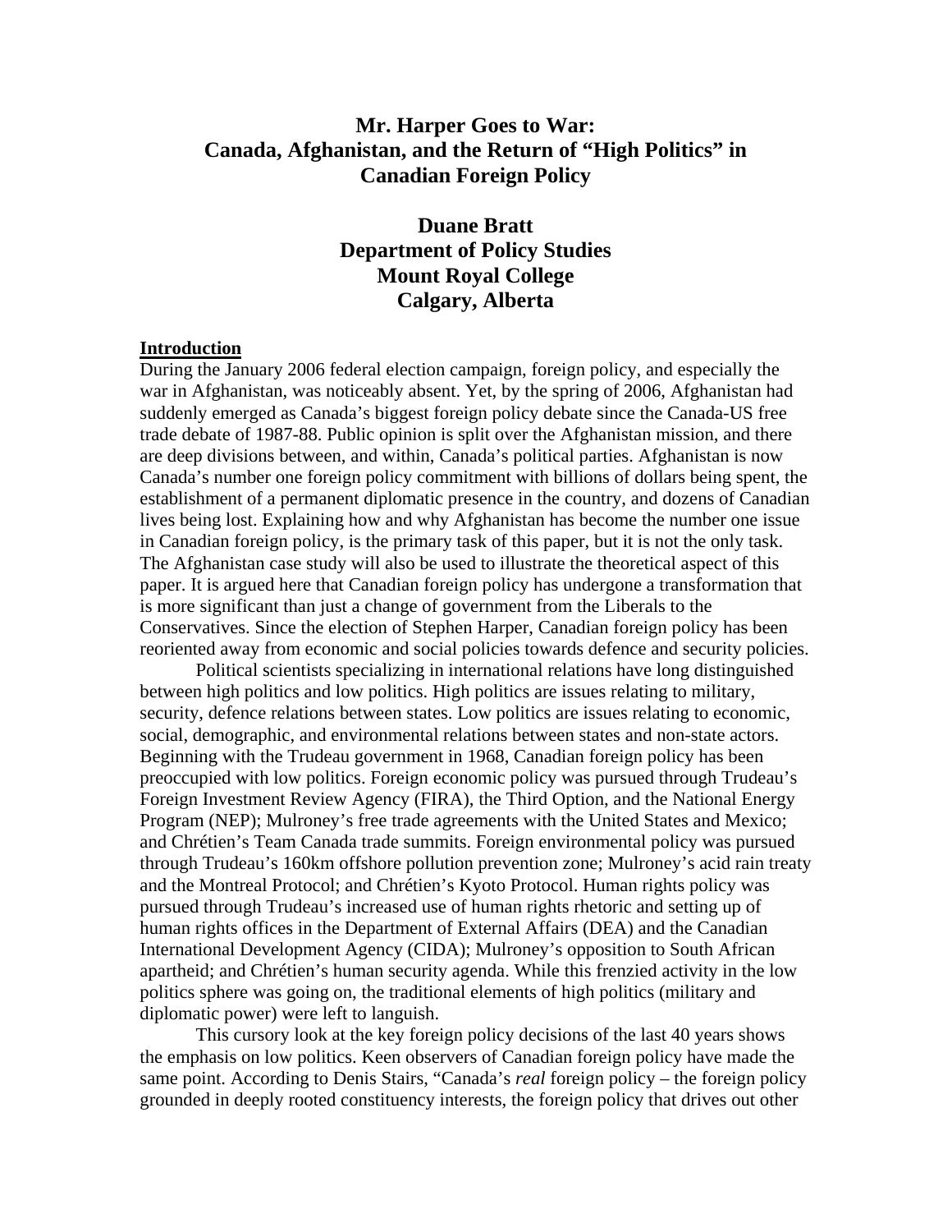# Mr. Harper Goes to War: Canada, Afghanistan, and the Return of "High Politics" in Canadian Foreign Policy

**Duane Bratt**
**Department of Policy Studies**
**Mount Royal College**
**Calgary, Alberta**

## Introduction

During the January 2006 federal election campaign, foreign policy, and especially the war in Afghanistan, was noticeably absent. Yet, by the spring of 2006, Afghanistan had suddenly emerged as Canada's biggest foreign policy debate since the Canada-US free trade debate of 1987-88. Public opinion is split over the Afghanistan mission, and there are deep divisions between, and within, Canada's political parties. Afghanistan is now Canada's number one foreign policy commitment with billions of dollars being spent, the establishment of a permanent diplomatic presence in the country, and dozens of Canadian lives being lost. Explaining how and why Afghanistan has become the number one issue in Canadian foreign policy, is the primary task of this paper, but it is not the only task. The Afghanistan case study will also be used to illustrate the theoretical aspect of this paper. It is argued here that Canadian foreign policy has undergone a transformation that is more significant than just a change of government from the Liberals to the Conservatives. Since the election of Stephen Harper, Canadian foreign policy has been reoriented away from economic and social policies towards defence and security policies.

Political scientists specializing in international relations have long distinguished between high politics and low politics. High politics are issues relating to military, security, defence relations between states. Low politics are issues relating to economic, social, demographic, and environmental relations between states and non-state actors. Beginning with the Trudeau government in 1968, Canadian foreign policy has been preoccupied with low politics. Foreign economic policy was pursued through Trudeau's Foreign Investment Review Agency (FIRA), the Third Option, and the National Energy Program (NEP); Mulroney's free trade agreements with the United States and Mexico; and Chrétien's Team Canada trade summits. Foreign environmental policy was pursued through Trudeau's 160km offshore pollution prevention zone; Mulroney's acid rain treaty and the Montreal Protocol; and Chrétien's Kyoto Protocol. Human rights policy was pursued through Trudeau's increased use of human rights rhetoric and setting up of human rights offices in the Department of External Affairs (DEA) and the Canadian International Development Agency (CIDA); Mulroney's opposition to South African apartheid; and Chrétien's human security agenda. While this frenzied activity in the low politics sphere was going on, the traditional elements of high politics (military and diplomatic power) were left to languish.

This cursory look at the key foreign policy decisions of the last 40 years shows the emphasis on low politics. Keen observers of Canadian foreign policy have made the same point. According to Denis Stairs, "Canada's *real* foreign policy – the foreign policy grounded in deeply rooted constituency interests, the foreign policy that drives out other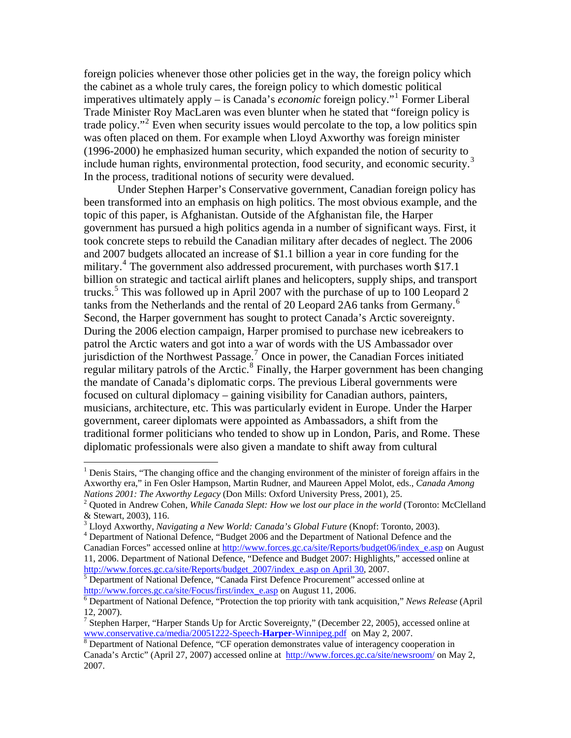foreign policies whenever those other policies get in the way, the foreign policy which the cabinet as a whole truly cares, the foreign policy to which domestic political imperatives ultimately apply – is Canada's *economic* foreign policy."[1] Former Liberal Trade Minister Roy MacLaren was even blunter when he stated that "foreign policy is trade policy."[2] Even when security issues would percolate to the top, a low politics spin was often placed on them. For example when Lloyd Axworthy was foreign minister (1996-2000) he emphasized human security, which expanded the notion of security to include human rights, environmental protection, food security, and economic security.[3] In the process, traditional notions of security were devalued.

Under Stephen Harper's Conservative government, Canadian foreign policy has been transformed into an emphasis on high politics. The most obvious example, and the topic of this paper, is Afghanistan. Outside of the Afghanistan file, the Harper government has pursued a high politics agenda in a number of significant ways. First, it took concrete steps to rebuild the Canadian military after decades of neglect. The 2006 and 2007 budgets allocated an increase of $1.1 billion a year in core funding for the military.[4] The government also addressed procurement, with purchases worth $17.1 billion on strategic and tactical airlift planes and helicopters, supply ships, and transport trucks.[5] This was followed up in April 2007 with the purchase of up to 100 Leopard 2 tanks from the Netherlands and the rental of 20 Leopard 2A6 tanks from Germany.[6] Second, the Harper government has sought to protect Canada's Arctic sovereignty. During the 2006 election campaign, Harper promised to purchase new icebreakers to patrol the Arctic waters and got into a war of words with the US Ambassador over jurisdiction of the Northwest Passage.[7] Once in power, the Canadian Forces initiated regular military patrols of the Arctic.[8] Finally, the Harper government has been changing the mandate of Canada's diplomatic corps. The previous Liberal governments were focused on cultural diplomacy – gaining visibility for Canadian authors, painters, musicians, architecture, etc. This was particularly evident in Europe. Under the Harper government, career diplomats were appointed as Ambassadors, a shift from the traditional former politicians who tended to show up in London, Paris, and Rome. These diplomatic professionals were also given a mandate to shift away from cultural

---

[1] Denis Stairs, "The changing office and the changing environment of the minister of foreign affairs in the Axworthy era," in Fen Osler Hampson, Martin Rudner, and Maureen Appel Molot, eds., *Canada Among Nations 2001: The Axworthy Legacy* (Don Mills: Oxford University Press, 2001), 25.

[2] Quoted in Andrew Cohen, *While Canada Slept: How we lost our place in the world* (Toronto: McClelland & Stewart, 2003), 116.

[3] Lloyd Axworthy, *Navigating a New World: Canada's Global Future* (Knopf: Toronto, 2003).

[4] Department of National Defence, "Budget 2006 and the Department of National Defence and the Canadian Forces" accessed online at http://www.forces.gc.ca/site/Reports/budget06/index_e.asp on August 11, 2006. Department of National Defence, "Defence and Budget 2007: Highlights," accessed online at http://www.forces.gc.ca/site/Reports/budget_2007/index_e.asp on April 30, 2007.

[5] Department of National Defence, "Canada First Defence Procurement" accessed online at http://www.forces.gc.ca/site/Focus/first/index_e.asp on August 11, 2006.

[6] Department of National Defence, "Protection the top priority with tank acquisition," *News Release* (April 12, 2007).

[7] Stephen Harper, "Harper Stands Up for Arctic Sovereignty," (December 22, 2005), accessed online at www.conservative.ca/media/20051222-Speech-**Harper**-Winnipeg.pdf on May 2, 2007.

[8] Department of National Defence, "CF operation demonstrates value of interagency cooperation in Canada's Arctic" (April 27, 2007) accessed online at http://www.forces.gc.ca/site/newsroom/ on May 2, 2007.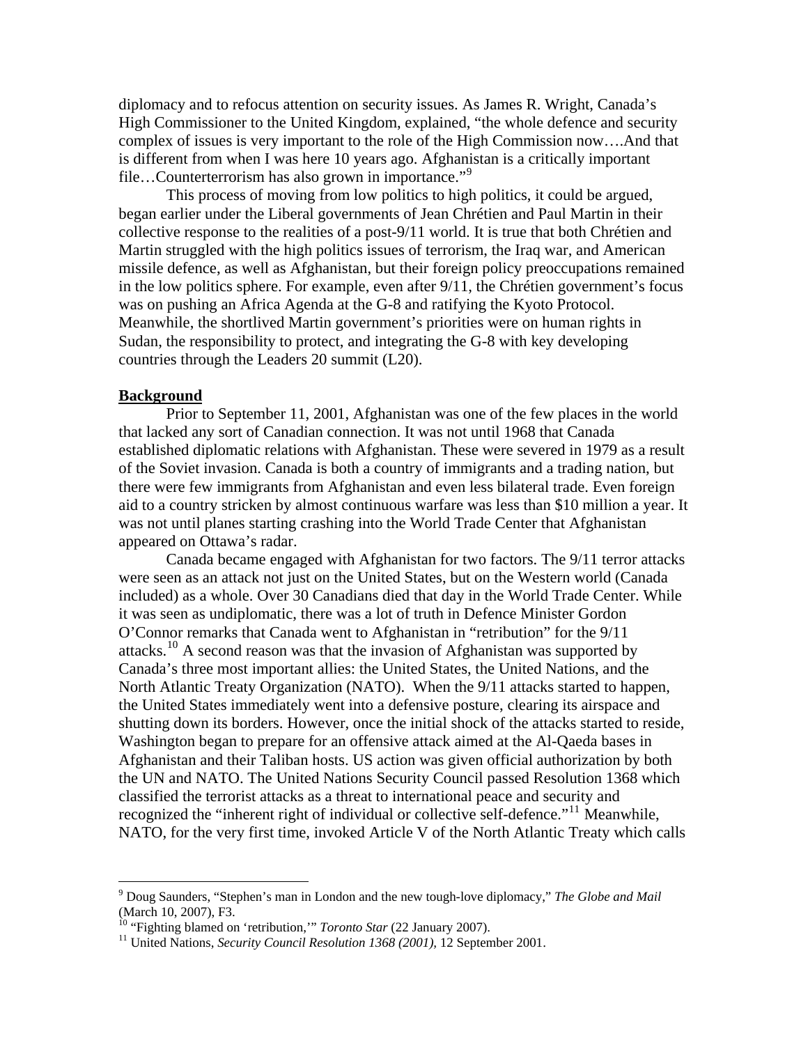diplomacy and to refocus attention on security issues. As James R. Wright, Canada's High Commissioner to the United Kingdom, explained, "the whole defence and security complex of issues is very important to the role of the High Commission now….And that is different from when I was here 10 years ago. Afghanistan is a critically important file…Counterterrorism has also grown in importance."[9]

This process of moving from low politics to high politics, it could be argued, began earlier under the Liberal governments of Jean Chrétien and Paul Martin in their collective response to the realities of a post-9/11 world. It is true that both Chrétien and Martin struggled with the high politics issues of terrorism, the Iraq war, and American missile defence, as well as Afghanistan, but their foreign policy preoccupations remained in the low politics sphere. For example, even after 9/11, the Chrétien government's focus was on pushing an Africa Agenda at the G-8 and ratifying the Kyoto Protocol. Meanwhile, the shortlived Martin government's priorities were on human rights in Sudan, the responsibility to protect, and integrating the G-8 with key developing countries through the Leaders 20 summit (L20).

## Background

Prior to September 11, 2001, Afghanistan was one of the few places in the world that lacked any sort of Canadian connection. It was not until 1968 that Canada established diplomatic relations with Afghanistan. These were severed in 1979 as a result of the Soviet invasion. Canada is both a country of immigrants and a trading nation, but there were few immigrants from Afghanistan and even less bilateral trade. Even foreign aid to a country stricken by almost continuous warfare was less than $10 million a year. It was not until planes starting crashing into the World Trade Center that Afghanistan appeared on Ottawa's radar.

Canada became engaged with Afghanistan for two factors. The 9/11 terror attacks were seen as an attack not just on the United States, but on the Western world (Canada included) as a whole. Over 30 Canadians died that day in the World Trade Center. While it was seen as undiplomatic, there was a lot of truth in Defence Minister Gordon O'Connor remarks that Canada went to Afghanistan in "retribution" for the 9/11 attacks.[10] A second reason was that the invasion of Afghanistan was supported by Canada's three most important allies: the United States, the United Nations, and the North Atlantic Treaty Organization (NATO). When the 9/11 attacks started to happen, the United States immediately went into a defensive posture, clearing its airspace and shutting down its borders. However, once the initial shock of the attacks started to reside, Washington began to prepare for an offensive attack aimed at the Al-Qaeda bases in Afghanistan and their Taliban hosts. US action was given official authorization by both the UN and NATO. The United Nations Security Council passed Resolution 1368 which classified the terrorist attacks as a threat to international peace and security and recognized the "inherent right of individual or collective self-defence."[11] Meanwhile, NATO, for the very first time, invoked Article V of the North Atlantic Treaty which calls

---

[9] Doug Saunders, "Stephen's man in London and the new tough-love diplomacy," *The Globe and Mail* (March 10, 2007), F3.

[10] "Fighting blamed on 'retribution,'" *Toronto Star* (22 January 2007).

[11] United Nations, *Security Council Resolution 1368 (2001)*, 12 September 2001.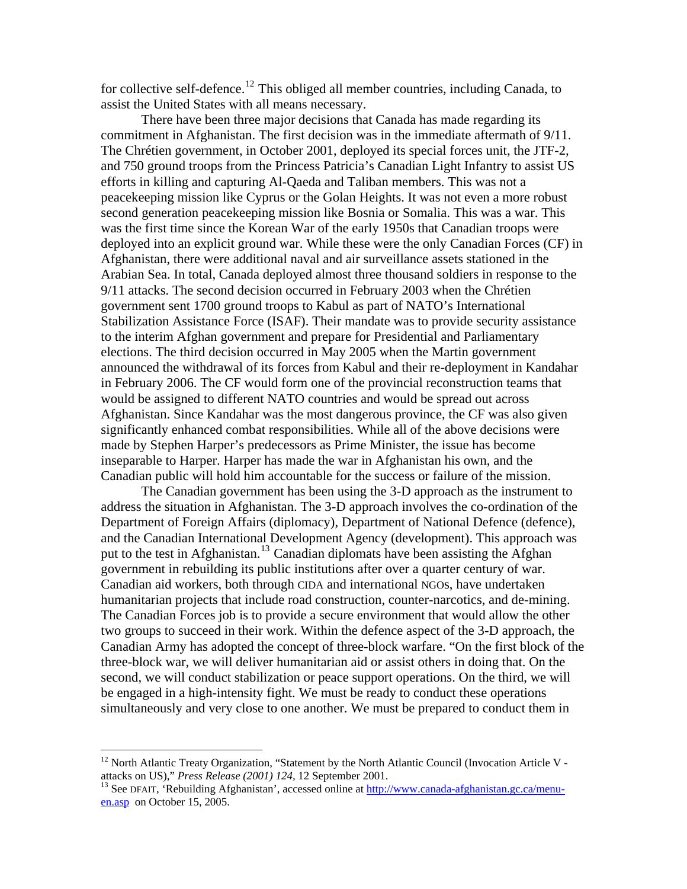for collective self-defence.[12] This obliged all member countries, including Canada, to assist the United States with all means necessary.

There have been three major decisions that Canada has made regarding its commitment in Afghanistan. The first decision was in the immediate aftermath of 9/11. The Chrétien government, in October 2001, deployed its special forces unit, the JTF-2, and 750 ground troops from the Princess Patricia's Canadian Light Infantry to assist US efforts in killing and capturing Al-Qaeda and Taliban members. This was not a peacekeeping mission like Cyprus or the Golan Heights. It was not even a more robust second generation peacekeeping mission like Bosnia or Somalia. This was a war. This was the first time since the Korean War of the early 1950s that Canadian troops were deployed into an explicit ground war. While these were the only Canadian Forces (CF) in Afghanistan, there were additional naval and air surveillance assets stationed in the Arabian Sea. In total, Canada deployed almost three thousand soldiers in response to the 9/11 attacks. The second decision occurred in February 2003 when the Chrétien government sent 1700 ground troops to Kabul as part of NATO's International Stabilization Assistance Force (ISAF). Their mandate was to provide security assistance to the interim Afghan government and prepare for Presidential and Parliamentary elections. The third decision occurred in May 2005 when the Martin government announced the withdrawal of its forces from Kabul and their re-deployment in Kandahar in February 2006. The CF would form one of the provincial reconstruction teams that would be assigned to different NATO countries and would be spread out across Afghanistan. Since Kandahar was the most dangerous province, the CF was also given significantly enhanced combat responsibilities. While all of the above decisions were made by Stephen Harper's predecessors as Prime Minister, the issue has become inseparable to Harper. Harper has made the war in Afghanistan his own, and the Canadian public will hold him accountable for the success or failure of the mission.

The Canadian government has been using the 3-D approach as the instrument to address the situation in Afghanistan. The 3-D approach involves the co-ordination of the Department of Foreign Affairs (diplomacy), Department of National Defence (defence), and the Canadian International Development Agency (development). This approach was put to the test in Afghanistan.[13] Canadian diplomats have been assisting the Afghan government in rebuilding its public institutions after over a quarter century of war. Canadian aid workers, both through CIDA and international NGOs, have undertaken humanitarian projects that include road construction, counter-narcotics, and de-mining. The Canadian Forces job is to provide a secure environment that would allow the other two groups to succeed in their work. Within the defence aspect of the 3-D approach, the Canadian Army has adopted the concept of three-block warfare. "On the first block of the three-block war, we will deliver humanitarian aid or assist others in doing that. On the second, we will conduct stabilization or peace support operations. On the third, we will be engaged in a high-intensity fight. We must be ready to conduct these operations simultaneously and very close to one another. We must be prepared to conduct them in

---

[12] North Atlantic Treaty Organization, "Statement by the North Atlantic Council (Invocation Article V - attacks on US)," *Press Release (2001) 124*, 12 September 2001.

[13] See DFAIT, 'Rebuilding Afghanistan', accessed online at http://www.canada-afghanistan.gc.ca/menu-en.asp on October 15, 2005.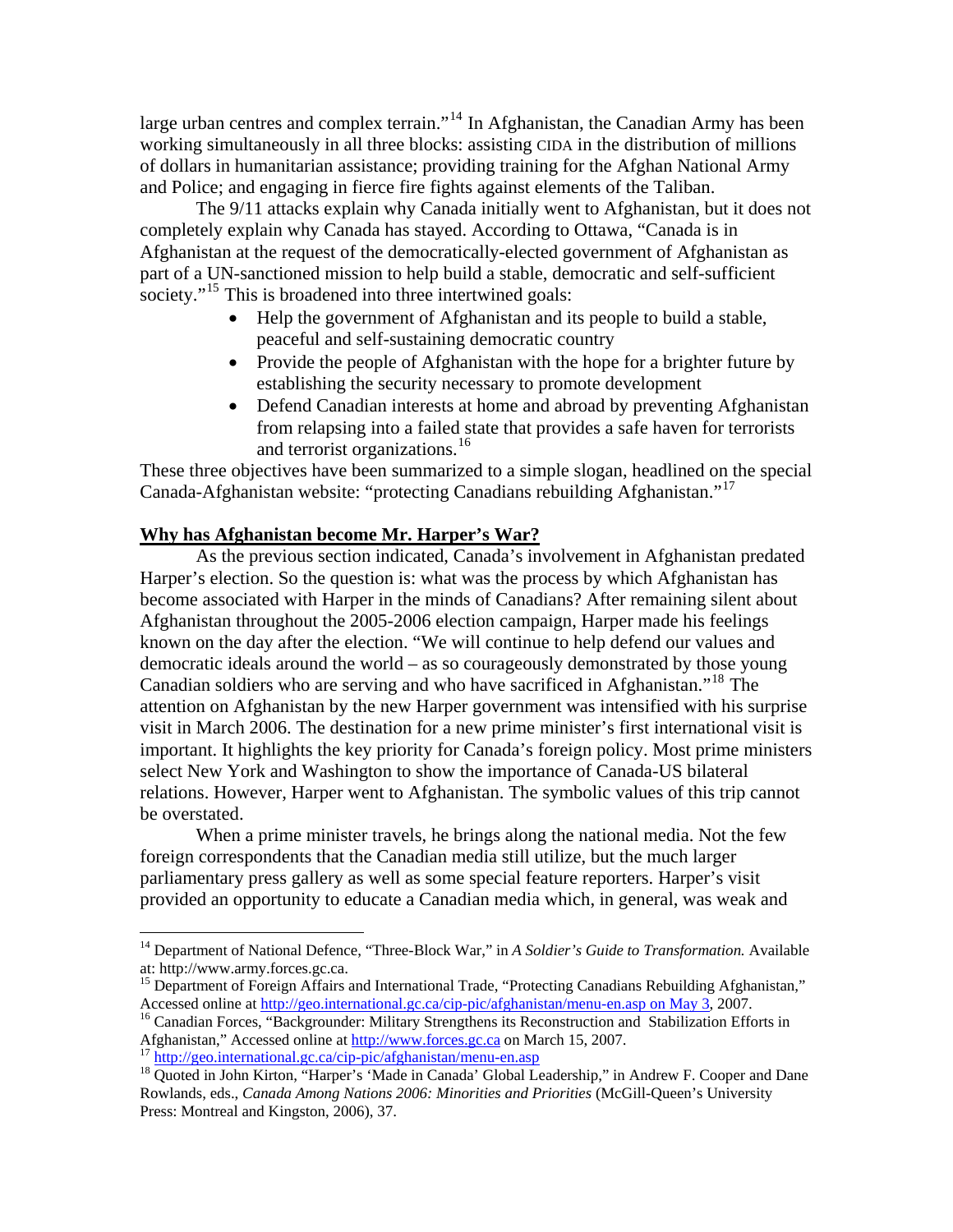large urban centres and complex terrain."[14] In Afghanistan, the Canadian Army has been working simultaneously in all three blocks: assisting CIDA in the distribution of millions of dollars in humanitarian assistance; providing training for the Afghan National Army and Police; and engaging in fierce fire fights against elements of the Taliban.

The 9/11 attacks explain why Canada initially went to Afghanistan, but it does not completely explain why Canada has stayed. According to Ottawa, "Canada is in Afghanistan at the request of the democratically-elected government of Afghanistan as part of a UN-sanctioned mission to help build a stable, democratic and self-sufficient society."[15] This is broadened into three intertwined goals:

- Help the government of Afghanistan and its people to build a stable, peaceful and self-sustaining democratic country
- Provide the people of Afghanistan with the hope for a brighter future by establishing the security necessary to promote development
- Defend Canadian interests at home and abroad by preventing Afghanistan from relapsing into a failed state that provides a safe haven for terrorists and terrorist organizations.[16]

These three objectives have been summarized to a simple slogan, headlined on the special Canada-Afghanistan website: "protecting Canadians rebuilding Afghanistan."[17]

## Why has Afghanistan become Mr. Harper's War?

As the previous section indicated, Canada's involvement in Afghanistan predated Harper's election. So the question is: what was the process by which Afghanistan has become associated with Harper in the minds of Canadians? After remaining silent about Afghanistan throughout the 2005-2006 election campaign, Harper made his feelings known on the day after the election. "We will continue to help defend our values and democratic ideals around the world – as so courageously demonstrated by those young Canadian soldiers who are serving and who have sacrificed in Afghanistan."[18] The attention on Afghanistan by the new Harper government was intensified with his surprise visit in March 2006. The destination for a new prime minister's first international visit is important. It highlights the key priority for Canada's foreign policy. Most prime ministers select New York and Washington to show the importance of Canada-US bilateral relations. However, Harper went to Afghanistan. The symbolic values of this trip cannot be overstated.

When a prime minister travels, he brings along the national media. Not the few foreign correspondents that the Canadian media still utilize, but the much larger parliamentary press gallery as well as some special feature reporters. Harper's visit provided an opportunity to educate a Canadian media which, in general, was weak and

---

[14] Department of National Defence, "Three-Block War," in *A Soldier's Guide to Transformation.* Available at: http://www.army.forces.gc.ca.

[15] Department of Foreign Affairs and International Trade, "Protecting Canadians Rebuilding Afghanistan," Accessed online at http://geo.international.gc.ca/cip-pic/afghanistan/menu-en.asp on May 3, 2007.

[16] Canadian Forces, "Backgrounder: Military Strengthens its Reconstruction and Stabilization Efforts in Afghanistan," Accessed online at http://www.forces.gc.ca on March 15, 2007.

[17] http://geo.international.gc.ca/cip-pic/afghanistan/menu-en.asp

[18] Quoted in John Kirton, "Harper's 'Made in Canada' Global Leadership," in Andrew F. Cooper and Dane Rowlands, eds., *Canada Among Nations 2006: Minorities and Priorities* (McGill-Queen's University Press: Montreal and Kingston, 2006), 37.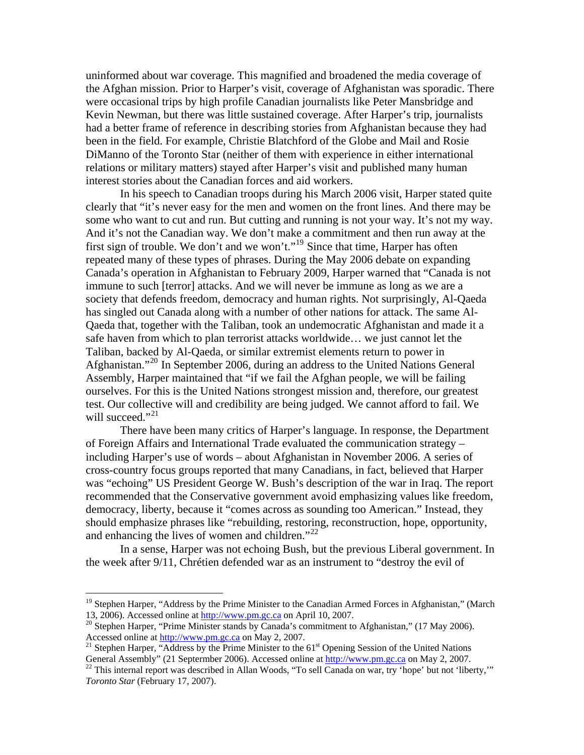uninformed about war coverage. This magnified and broadened the media coverage of the Afghan mission. Prior to Harper's visit, coverage of Afghanistan was sporadic. There were occasional trips by high profile Canadian journalists like Peter Mansbridge and Kevin Newman, but there was little sustained coverage. After Harper's trip, journalists had a better frame of reference in describing stories from Afghanistan because they had been in the field. For example, Christie Blatchford of the Globe and Mail and Rosie DiManno of the Toronto Star (neither of them with experience in either international relations or military matters) stayed after Harper's visit and published many human interest stories about the Canadian forces and aid workers.

In his speech to Canadian troops during his March 2006 visit, Harper stated quite clearly that "it's never easy for the men and women on the front lines. And there may be some who want to cut and run. But cutting and running is not your way. It's not my way. And it's not the Canadian way. We don't make a commitment and then run away at the first sign of trouble. We don't and we won't."[19] Since that time, Harper has often repeated many of these types of phrases. During the May 2006 debate on expanding Canada's operation in Afghanistan to February 2009, Harper warned that "Canada is not immune to such [terror] attacks. And we will never be immune as long as we are a society that defends freedom, democracy and human rights. Not surprisingly, Al-Qaeda has singled out Canada along with a number of other nations for attack. The same Al-Qaeda that, together with the Taliban, took an undemocratic Afghanistan and made it a safe haven from which to plan terrorist attacks worldwide… we just cannot let the Taliban, backed by Al-Qaeda, or similar extremist elements return to power in Afghanistan."[20] In September 2006, during an address to the United Nations General Assembly, Harper maintained that "if we fail the Afghan people, we will be failing ourselves. For this is the United Nations strongest mission and, therefore, our greatest test. Our collective will and credibility are being judged. We cannot afford to fail. We will succeed."[21]

There have been many critics of Harper's language. In response, the Department of Foreign Affairs and International Trade evaluated the communication strategy – including Harper's use of words – about Afghanistan in November 2006. A series of cross-country focus groups reported that many Canadians, in fact, believed that Harper was "echoing" US President George W. Bush's description of the war in Iraq. The report recommended that the Conservative government avoid emphasizing values like freedom, democracy, liberty, because it "comes across as sounding too American." Instead, they should emphasize phrases like "rebuilding, restoring, reconstruction, hope, opportunity, and enhancing the lives of women and children."[22]

In a sense, Harper was not echoing Bush, but the previous Liberal government. In the week after 9/11, Chrétien defended war as an instrument to "destroy the evil of

---

[19] Stephen Harper, "Address by the Prime Minister to the Canadian Armed Forces in Afghanistan," (March 13, 2006). Accessed online at http://www.pm.gc.ca on April 10, 2007.

[20] Stephen Harper, "Prime Minister stands by Canada's commitment to Afghanistan," (17 May 2006). Accessed online at http://www.pm.gc.ca on May 2, 2007.

[21] Stephen Harper, "Address by the Prime Minister to the 61st Opening Session of the United Nations General Assembly" (21 Septermber 2006). Accessed online at http://www.pm.gc.ca on May 2, 2007.

[22] This internal report was described in Allan Woods, "To sell Canada on war, try 'hope' but not 'liberty,'" *Toronto Star* (February 17, 2007).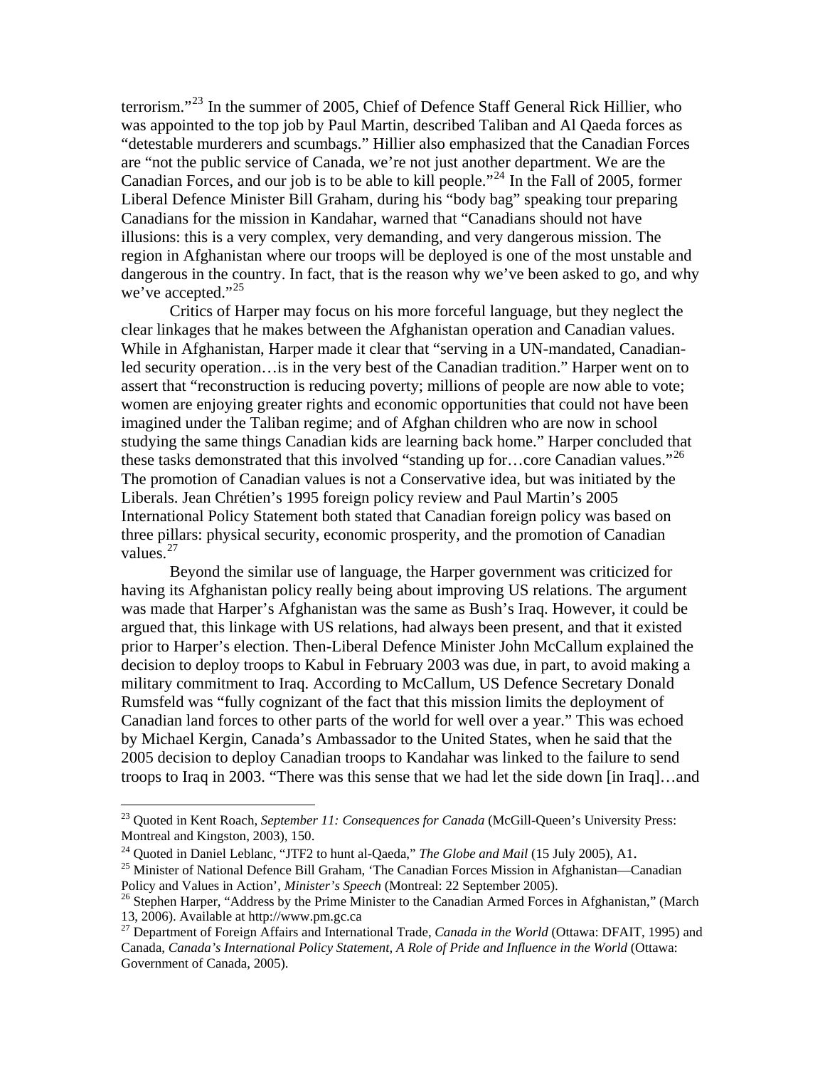terrorism."[23] In the summer of 2005, Chief of Defence Staff General Rick Hillier, who was appointed to the top job by Paul Martin, described Taliban and Al Qaeda forces as "detestable murderers and scumbags." Hillier also emphasized that the Canadian Forces are "not the public service of Canada, we're not just another department. We are the Canadian Forces, and our job is to be able to kill people."[24] In the Fall of 2005, former Liberal Defence Minister Bill Graham, during his "body bag" speaking tour preparing Canadians for the mission in Kandahar, warned that "Canadians should not have illusions: this is a very complex, very demanding, and very dangerous mission. The region in Afghanistan where our troops will be deployed is one of the most unstable and dangerous in the country. In fact, that is the reason why we've been asked to go, and why we've accepted."[25]

Critics of Harper may focus on his more forceful language, but they neglect the clear linkages that he makes between the Afghanistan operation and Canadian values. While in Afghanistan, Harper made it clear that "serving in a UN-mandated, Canadian-led security operation…is in the very best of the Canadian tradition." Harper went on to assert that "reconstruction is reducing poverty; millions of people are now able to vote; women are enjoying greater rights and economic opportunities that could not have been imagined under the Taliban regime; and of Afghan children who are now in school studying the same things Canadian kids are learning back home." Harper concluded that these tasks demonstrated that this involved "standing up for…core Canadian values."[26] The promotion of Canadian values is not a Conservative idea, but was initiated by the Liberals. Jean Chrétien's 1995 foreign policy review and Paul Martin's 2005 International Policy Statement both stated that Canadian foreign policy was based on three pillars: physical security, economic prosperity, and the promotion of Canadian values.[27]

Beyond the similar use of language, the Harper government was criticized for having its Afghanistan policy really being about improving US relations. The argument was made that Harper's Afghanistan was the same as Bush's Iraq. However, it could be argued that, this linkage with US relations, had always been present, and that it existed prior to Harper's election. Then-Liberal Defence Minister John McCallum explained the decision to deploy troops to Kabul in February 2003 was due, in part, to avoid making a military commitment to Iraq. According to McCallum, US Defence Secretary Donald Rumsfeld was "fully cognizant of the fact that this mission limits the deployment of Canadian land forces to other parts of the world for well over a year." This was echoed by Michael Kergin, Canada's Ambassador to the United States, when he said that the 2005 decision to deploy Canadian troops to Kandahar was linked to the failure to send troops to Iraq in 2003. "There was this sense that we had let the side down [in Iraq]…and

---

[23] Quoted in Kent Roach, *September 11: Consequences for Canada* (McGill-Queen's University Press: Montreal and Kingston, 2003), 150.

[24] Quoted in Daniel Leblanc, "JTF2 to hunt al-Qaeda," *The Globe and Mail* (15 July 2005), A1.

[25] Minister of National Defence Bill Graham, 'The Canadian Forces Mission in Afghanistan—Canadian Policy and Values in Action', *Minister's Speech* (Montreal: 22 September 2005).

[26] Stephen Harper, "Address by the Prime Minister to the Canadian Armed Forces in Afghanistan," (March 13, 2006). Available at http://www.pm.gc.ca

[27] Department of Foreign Affairs and International Trade, *Canada in the World* (Ottawa: DFAIT, 1995) and Canada, *Canada's International Policy Statement, A Role of Pride and Influence in the World* (Ottawa: Government of Canada, 2005).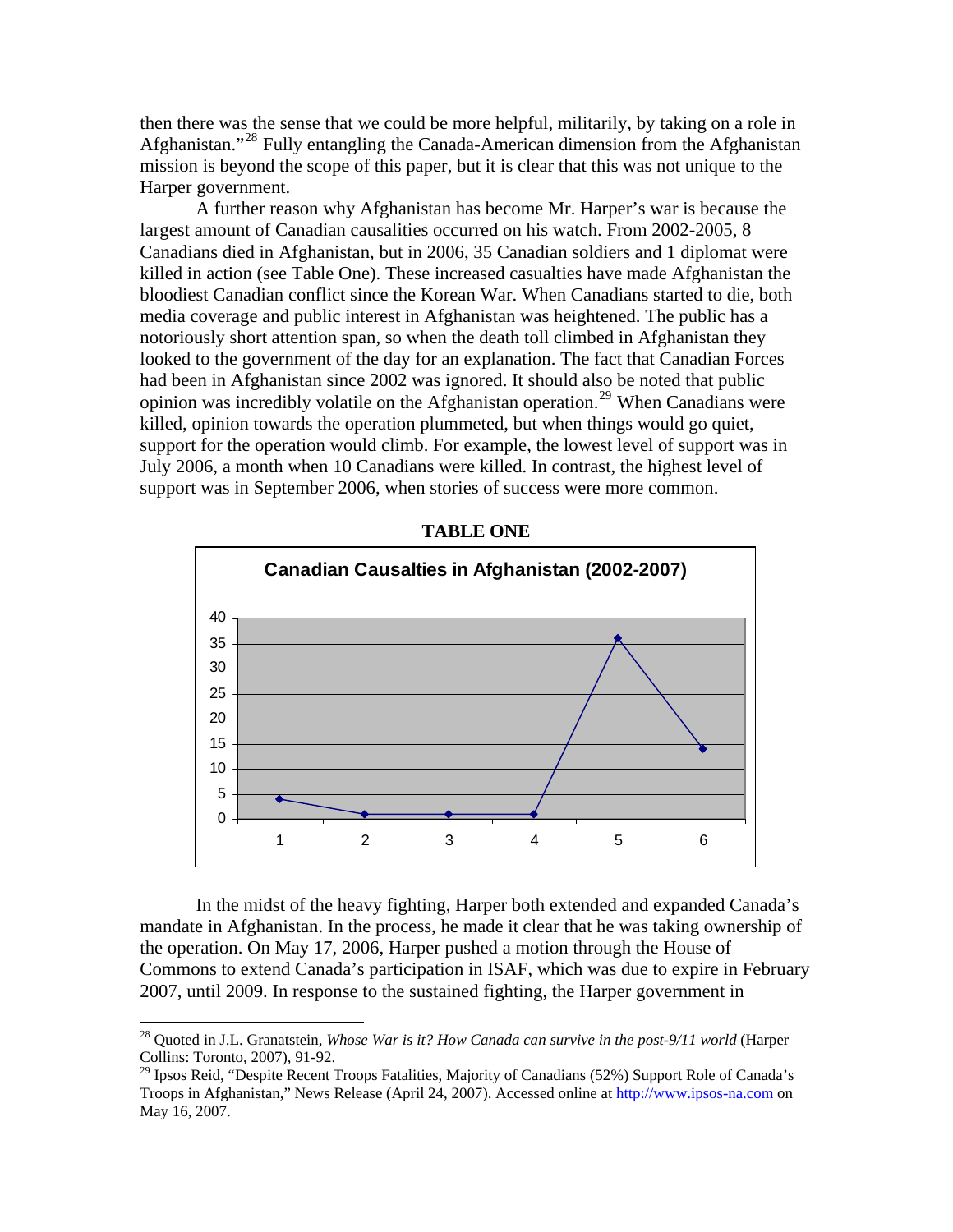then there was the sense that we could be more helpful, militarily, by taking on a role in Afghanistan."[28] Fully entangling the Canada-American dimension from the Afghanistan mission is beyond the scope of this paper, but it is clear that this was not unique to the Harper government.

A further reason why Afghanistan has become Mr. Harper's war is because the largest amount of Canadian causalities occurred on his watch. From 2002-2005, 8 Canadians died in Afghanistan, but in 2006, 35 Canadian soldiers and 1 diplomat were killed in action (see Table One). These increased casualties have made Afghanistan the bloodiest Canadian conflict since the Korean War. When Canadians started to die, both media coverage and public interest in Afghanistan was heightened. The public has a notoriously short attention span, so when the death toll climbed in Afghanistan they looked to the government of the day for an explanation. The fact that Canadian Forces had been in Afghanistan since 2002 was ignored. It should also be noted that public opinion was incredibly volatile on the Afghanistan operation.[29] When Canadians were killed, opinion towards the operation plummeted, but when things would go quiet, support for the operation would climb. For example, the lowest level of support was in July 2006, a month when 10 Canadians were killed. In contrast, the highest level of support was in September 2006, when stories of success were more common.

**TABLE ONE**

**Canadian Causalties in Afghanistan (2002-2007)**

In the midst of the heavy fighting, Harper both extended and expanded Canada's mandate in Afghanistan. In the process, he made it clear that he was taking ownership of the operation. On May 17, 2006, Harper pushed a motion through the House of Commons to extend Canada's participation in ISAF, which was due to expire in February 2007, until 2009. In response to the sustained fighting, the Harper government in

---

[28] Quoted in J.L. Granatstein, *Whose War is it? How Canada can survive in the post-9/11 world* (Harper Collins: Toronto, 2007), 91-92.

[29] Ipsos Reid, "Despite Recent Troops Fatalities, Majority of Canadians (52%) Support Role of Canada's Troops in Afghanistan," News Release (April 24, 2007). Accessed online at http://www.ipsos-na.com on May 16, 2007.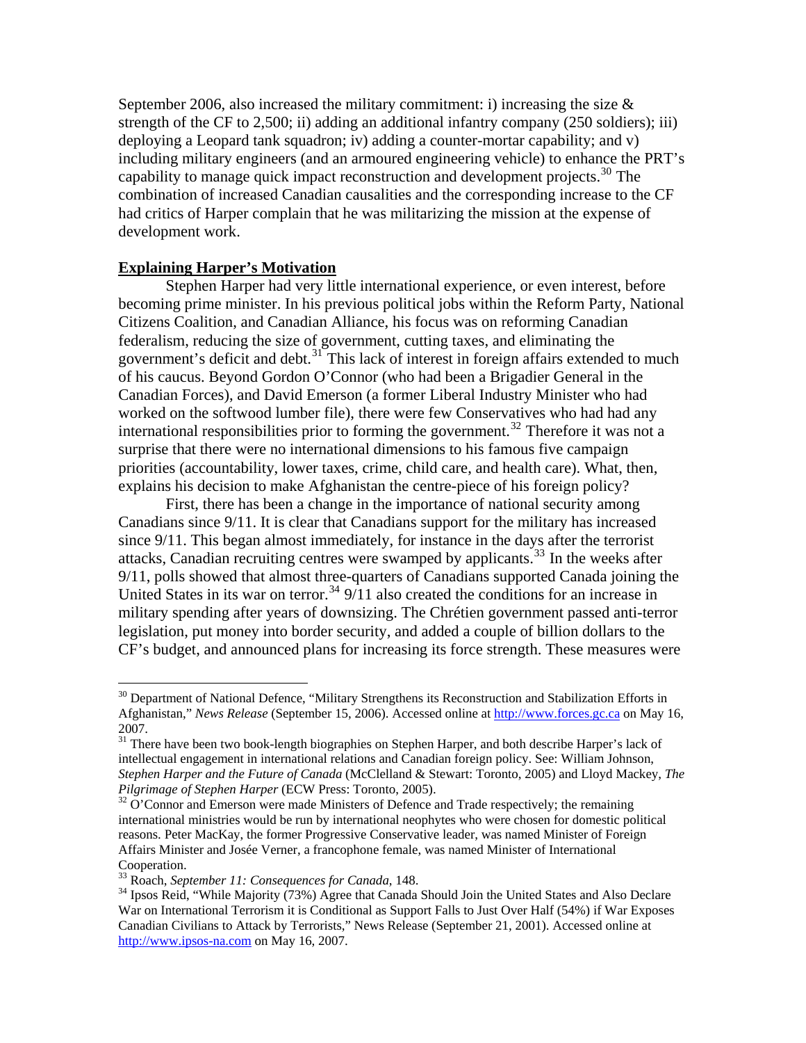September 2006, also increased the military commitment: i) increasing the size & strength of the CF to 2,500; ii) adding an additional infantry company (250 soldiers); iii) deploying a Leopard tank squadron; iv) adding a counter-mortar capability; and v) including military engineers (and an armoured engineering vehicle) to enhance the PRT's capability to manage quick impact reconstruction and development projects.[30] The combination of increased Canadian causalities and the corresponding increase to the CF had critics of Harper complain that he was militarizing the mission at the expense of development work.

**Explaining Harper's Motivation**

Stephen Harper had very little international experience, or even interest, before becoming prime minister. In his previous political jobs within the Reform Party, National Citizens Coalition, and Canadian Alliance, his focus was on reforming Canadian federalism, reducing the size of government, cutting taxes, and eliminating the government's deficit and debt.[31] This lack of interest in foreign affairs extended to much of his caucus. Beyond Gordon O'Connor (who had been a Brigadier General in the Canadian Forces), and David Emerson (a former Liberal Industry Minister who had worked on the softwood lumber file), there were few Conservatives who had had any international responsibilities prior to forming the government.[32] Therefore it was not a surprise that there were no international dimensions to his famous five campaign priorities (accountability, lower taxes, crime, child care, and health care). What, then, explains his decision to make Afghanistan the centre-piece of his foreign policy?

First, there has been a change in the importance of national security among Canadians since 9/11. It is clear that Canadians support for the military has increased since 9/11. This began almost immediately, for instance in the days after the terrorist attacks, Canadian recruiting centres were swamped by applicants.[33] In the weeks after 9/11, polls showed that almost three-quarters of Canadians supported Canada joining the United States in its war on terror.[34] 9/11 also created the conditions for an increase in military spending after years of downsizing. The Chrétien government passed anti-terror legislation, put money into border security, and added a couple of billion dollars to the CF's budget, and announced plans for increasing its force strength. These measures were

---

[30] Department of National Defence, "Military Strengthens its Reconstruction and Stabilization Efforts in Afghanistan," *News Release* (September 15, 2006). Accessed online at http://www.forces.gc.ca on May 16, 2007.

[31] There have been two book-length biographies on Stephen Harper, and both describe Harper's lack of intellectual engagement in international relations and Canadian foreign policy. See: William Johnson, *Stephen Harper and the Future of Canada* (McClelland & Stewart: Toronto, 2005) and Lloyd Mackey, *The Pilgrimage of Stephen Harper* (ECW Press: Toronto, 2005).

[32] O'Connor and Emerson were made Ministers of Defence and Trade respectively; the remaining international ministries would be run by international neophytes who were chosen for domestic political reasons. Peter MacKay, the former Progressive Conservative leader, was named Minister of Foreign Affairs Minister and Josée Verner, a francophone female, was named Minister of International Cooperation.

[33] Roach, *September 11: Consequences for Canada*, 148.

[34] Ipsos Reid, "While Majority (73%) Agree that Canada Should Join the United States and Also Declare War on International Terrorism it is Conditional as Support Falls to Just Over Half (54%) if War Exposes Canadian Civilians to Attack by Terrorists," News Release (September 21, 2001). Accessed online at http://www.ipsos-na.com on May 16, 2007.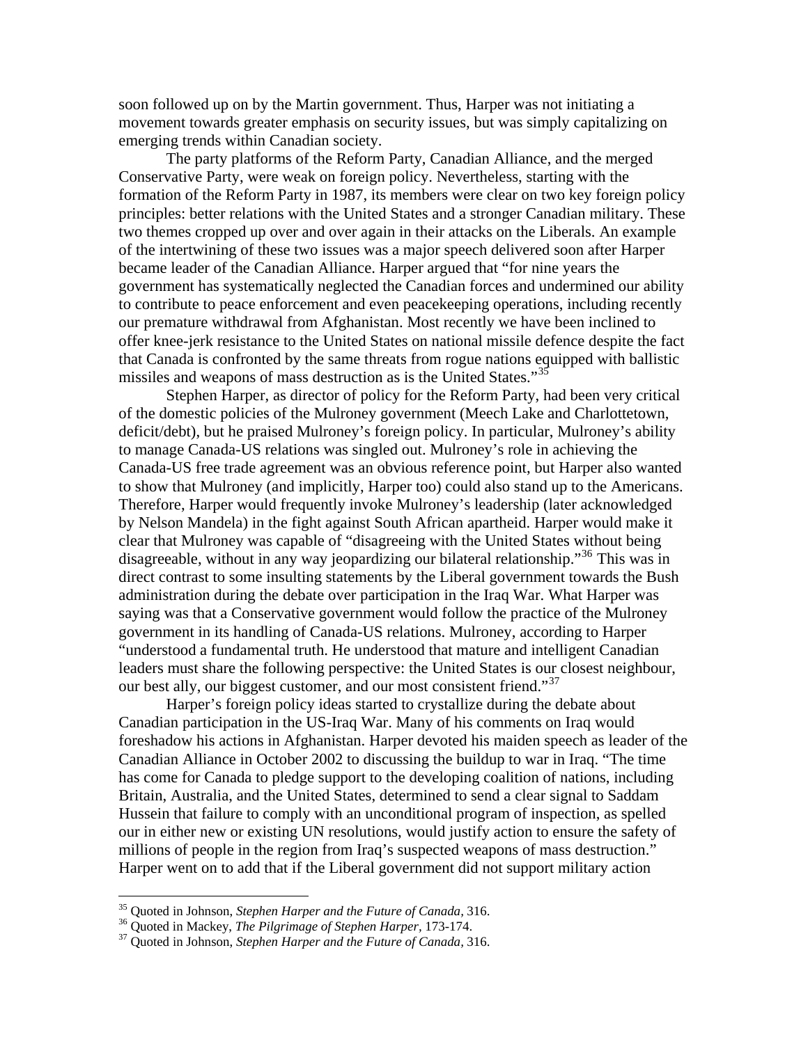soon followed up on by the Martin government. Thus, Harper was not initiating a movement towards greater emphasis on security issues, but was simply capitalizing on emerging trends within Canadian society.

The party platforms of the Reform Party, Canadian Alliance, and the merged Conservative Party, were weak on foreign policy. Nevertheless, starting with the formation of the Reform Party in 1987, its members were clear on two key foreign policy principles: better relations with the United States and a stronger Canadian military. These two themes cropped up over and over again in their attacks on the Liberals. An example of the intertwining of these two issues was a major speech delivered soon after Harper became leader of the Canadian Alliance. Harper argued that "for nine years the government has systematically neglected the Canadian forces and undermined our ability to contribute to peace enforcement and even peacekeeping operations, including recently our premature withdrawal from Afghanistan. Most recently we have been inclined to offer knee-jerk resistance to the United States on national missile defence despite the fact that Canada is confronted by the same threats from rogue nations equipped with ballistic missiles and weapons of mass destruction as is the United States."[35]

Stephen Harper, as director of policy for the Reform Party, had been very critical of the domestic policies of the Mulroney government (Meech Lake and Charlottetown, deficit/debt), but he praised Mulroney's foreign policy. In particular, Mulroney's ability to manage Canada-US relations was singled out. Mulroney's role in achieving the Canada-US free trade agreement was an obvious reference point, but Harper also wanted to show that Mulroney (and implicitly, Harper too) could also stand up to the Americans. Therefore, Harper would frequently invoke Mulroney's leadership (later acknowledged by Nelson Mandela) in the fight against South African apartheid. Harper would make it clear that Mulroney was capable of "disagreeing with the United States without being disagreeable, without in any way jeopardizing our bilateral relationship."[36] This was in direct contrast to some insulting statements by the Liberal government towards the Bush administration during the debate over participation in the Iraq War. What Harper was saying was that a Conservative government would follow the practice of the Mulroney government in its handling of Canada-US relations. Mulroney, according to Harper "understood a fundamental truth. He understood that mature and intelligent Canadian leaders must share the following perspective: the United States is our closest neighbour, our best ally, our biggest customer, and our most consistent friend."[37]

Harper's foreign policy ideas started to crystallize during the debate about Canadian participation in the US-Iraq War. Many of his comments on Iraq would foreshadow his actions in Afghanistan. Harper devoted his maiden speech as leader of the Canadian Alliance in October 2002 to discussing the buildup to war in Iraq. "The time has come for Canada to pledge support to the developing coalition of nations, including Britain, Australia, and the United States, determined to send a clear signal to Saddam Hussein that failure to comply with an unconditional program of inspection, as spelled our in either new or existing UN resolutions, would justify action to ensure the safety of millions of people in the region from Iraq's suspected weapons of mass destruction." Harper went on to add that if the Liberal government did not support military action

---

[35] Quoted in Johnson, *Stephen Harper and the Future of Canada,* 316.

[36] Quoted in Mackey, *The Pilgrimage of Stephen Harper,* 173-174.

[37] Quoted in Johnson, *Stephen Harper and the Future of Canada,* 316.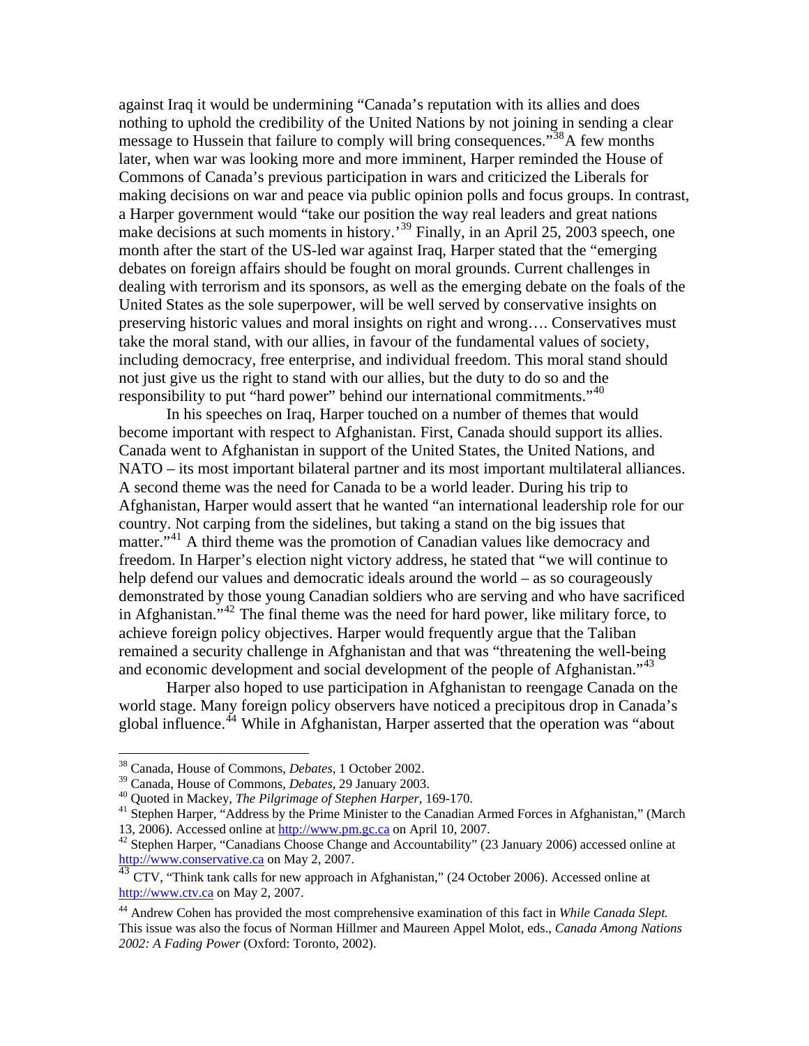against Iraq it would be undermining "Canada's reputation with its allies and does nothing to uphold the credibility of the United Nations by not joining in sending a clear message to Hussein that failure to comply will bring consequences."[38] A few months later, when war was looking more and more imminent, Harper reminded the House of Commons of Canada's previous participation in wars and criticized the Liberals for making decisions on war and peace via public opinion polls and focus groups. In contrast, a Harper government would "take our position the way real leaders and great nations make decisions at such moments in history.'[39] Finally, in an April 25, 2003 speech, one month after the start of the US-led war against Iraq, Harper stated that the "emerging debates on foreign affairs should be fought on moral grounds. Current challenges in dealing with terrorism and its sponsors, as well as the emerging debate on the foals of the United States as the sole superpower, will be well served by conservative insights on preserving historic values and moral insights on right and wrong…. Conservatives must take the moral stand, with our allies, in favour of the fundamental values of society, including democracy, free enterprise, and individual freedom. This moral stand should not just give us the right to stand with our allies, but the duty to do so and the responsibility to put "hard power" behind our international commitments."[40]

In his speeches on Iraq, Harper touched on a number of themes that would become important with respect to Afghanistan. First, Canada should support its allies. Canada went to Afghanistan in support of the United States, the United Nations, and NATO – its most important bilateral partner and its most important multilateral alliances. A second theme was the need for Canada to be a world leader. During his trip to Afghanistan, Harper would assert that he wanted "an international leadership role for our country. Not carping from the sidelines, but taking a stand on the big issues that matter."[41] A third theme was the promotion of Canadian values like democracy and freedom. In Harper's election night victory address, he stated that "we will continue to help defend our values and democratic ideals around the world – as so courageously demonstrated by those young Canadian soldiers who are serving and who have sacrificed in Afghanistan."[42] The final theme was the need for hard power, like military force, to achieve foreign policy objectives. Harper would frequently argue that the Taliban remained a security challenge in Afghanistan and that was "threatening the well-being and economic development and social development of the people of Afghanistan."[43]

Harper also hoped to use participation in Afghanistan to reengage Canada on the world stage. Many foreign policy observers have noticed a precipitous drop in Canada's global influence.[44] While in Afghanistan, Harper asserted that the operation was "about

---

[38] Canada, House of Commons, *Debates*, 1 October 2002.

[39] Canada, House of Commons, *Debates*, 29 January 2003.

[40] Quoted in Mackey, *The Pilgrimage of Stephen Harper*, 169-170.

[41] Stephen Harper, "Address by the Prime Minister to the Canadian Armed Forces in Afghanistan," (March 13, 2006). Accessed online at http://www.pm.gc.ca on April 10, 2007.

[42] Stephen Harper, "Canadians Choose Change and Accountability" (23 January 2006) accessed online at http://www.conservative.ca on May 2, 2007.

[43] CTV, "Think tank calls for new approach in Afghanistan," (24 October 2006). Accessed online at http://www.ctv.ca on May 2, 2007.

[44] Andrew Cohen has provided the most comprehensive examination of this fact in *While Canada Slept.* This issue was also the focus of Norman Hillmer and Maureen Appel Molot, eds., *Canada Among Nations 2002: A Fading Power* (Oxford: Toronto, 2002).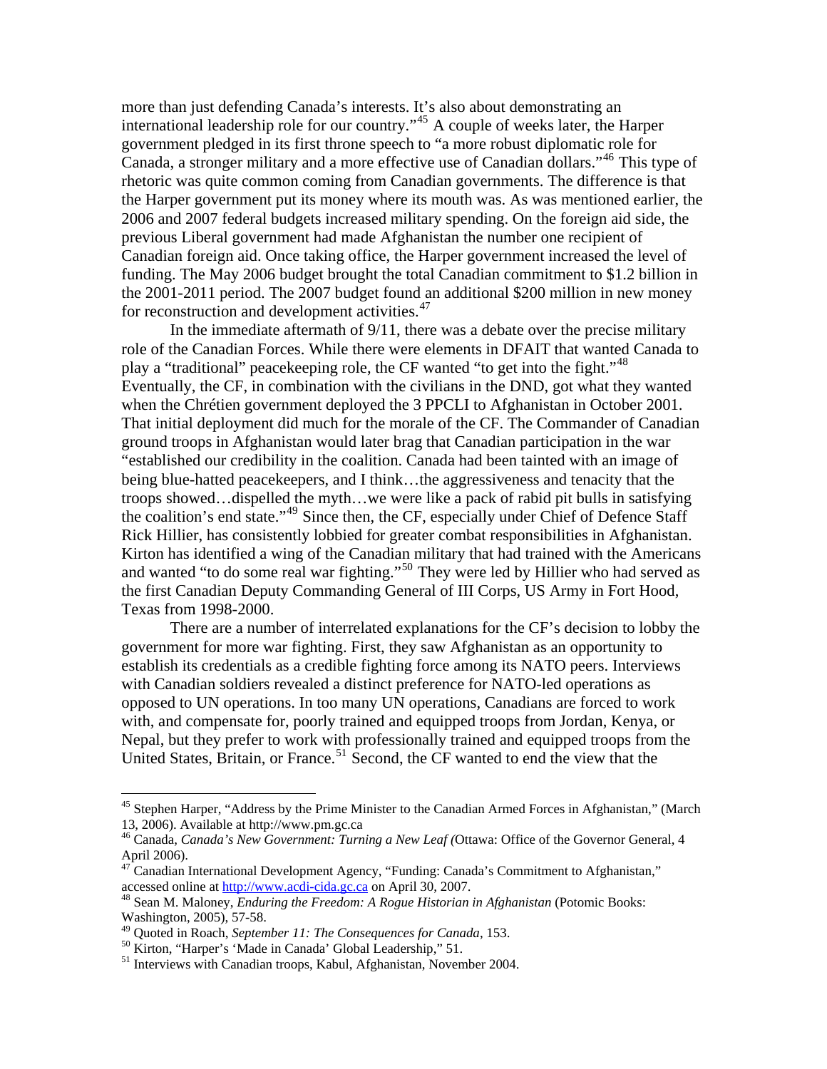more than just defending Canada's interests. It's also about demonstrating an international leadership role for our country."[45] A couple of weeks later, the Harper government pledged in its first throne speech to "a more robust diplomatic role for Canada, a stronger military and a more effective use of Canadian dollars."[46] This type of rhetoric was quite common coming from Canadian governments. The difference is that the Harper government put its money where its mouth was. As was mentioned earlier, the 2006 and 2007 federal budgets increased military spending. On the foreign aid side, the previous Liberal government had made Afghanistan the number one recipient of Canadian foreign aid. Once taking office, the Harper government increased the level of funding. The May 2006 budget brought the total Canadian commitment to $1.2 billion in the 2001-2011 period. The 2007 budget found an additional $200 million in new money for reconstruction and development activities.[47]

In the immediate aftermath of 9/11, there was a debate over the precise military role of the Canadian Forces. While there were elements in DFAIT that wanted Canada to play a "traditional" peacekeeping role, the CF wanted "to get into the fight."[48] Eventually, the CF, in combination with the civilians in the DND, got what they wanted when the Chrétien government deployed the 3 PPCLI to Afghanistan in October 2001. That initial deployment did much for the morale of the CF. The Commander of Canadian ground troops in Afghanistan would later brag that Canadian participation in the war "established our credibility in the coalition. Canada had been tainted with an image of being blue-hatted peacekeepers, and I think…the aggressiveness and tenacity that the troops showed…dispelled the myth…we were like a pack of rabid pit bulls in satisfying the coalition's end state."[49] Since then, the CF, especially under Chief of Defence Staff Rick Hillier, has consistently lobbied for greater combat responsibilities in Afghanistan. Kirton has identified a wing of the Canadian military that had trained with the Americans and wanted "to do some real war fighting."[50] They were led by Hillier who had served as the first Canadian Deputy Commanding General of III Corps, US Army in Fort Hood, Texas from 1998-2000.

There are a number of interrelated explanations for the CF's decision to lobby the government for more war fighting. First, they saw Afghanistan as an opportunity to establish its credentials as a credible fighting force among its NATO peers. Interviews with Canadian soldiers revealed a distinct preference for NATO-led operations as opposed to UN operations. In too many UN operations, Canadians are forced to work with, and compensate for, poorly trained and equipped troops from Jordan, Kenya, or Nepal, but they prefer to work with professionally trained and equipped troops from the United States, Britain, or France.[51] Second, the CF wanted to end the view that the

---

[45] Stephen Harper, "Address by the Prime Minister to the Canadian Armed Forces in Afghanistan," (March 13, 2006). Available at http://www.pm.gc.ca

[46] Canada, *Canada's New Government: Turning a New Leaf (*Ottawa: Office of the Governor General, 4 April 2006).

[47] Canadian International Development Agency, "Funding: Canada's Commitment to Afghanistan," accessed online at http://www.acdi-cida.gc.ca on April 30, 2007.

[48] Sean M. Maloney, *Enduring the Freedom: A Rogue Historian in Afghanistan* (Potomic Books: Washington, 2005), 57-58.

[49] Quoted in Roach, *September 11: The Consequences for Canada*, 153.

[50] Kirton, "Harper's 'Made in Canada' Global Leadership," 51.

[51] Interviews with Canadian troops, Kabul, Afghanistan, November 2004.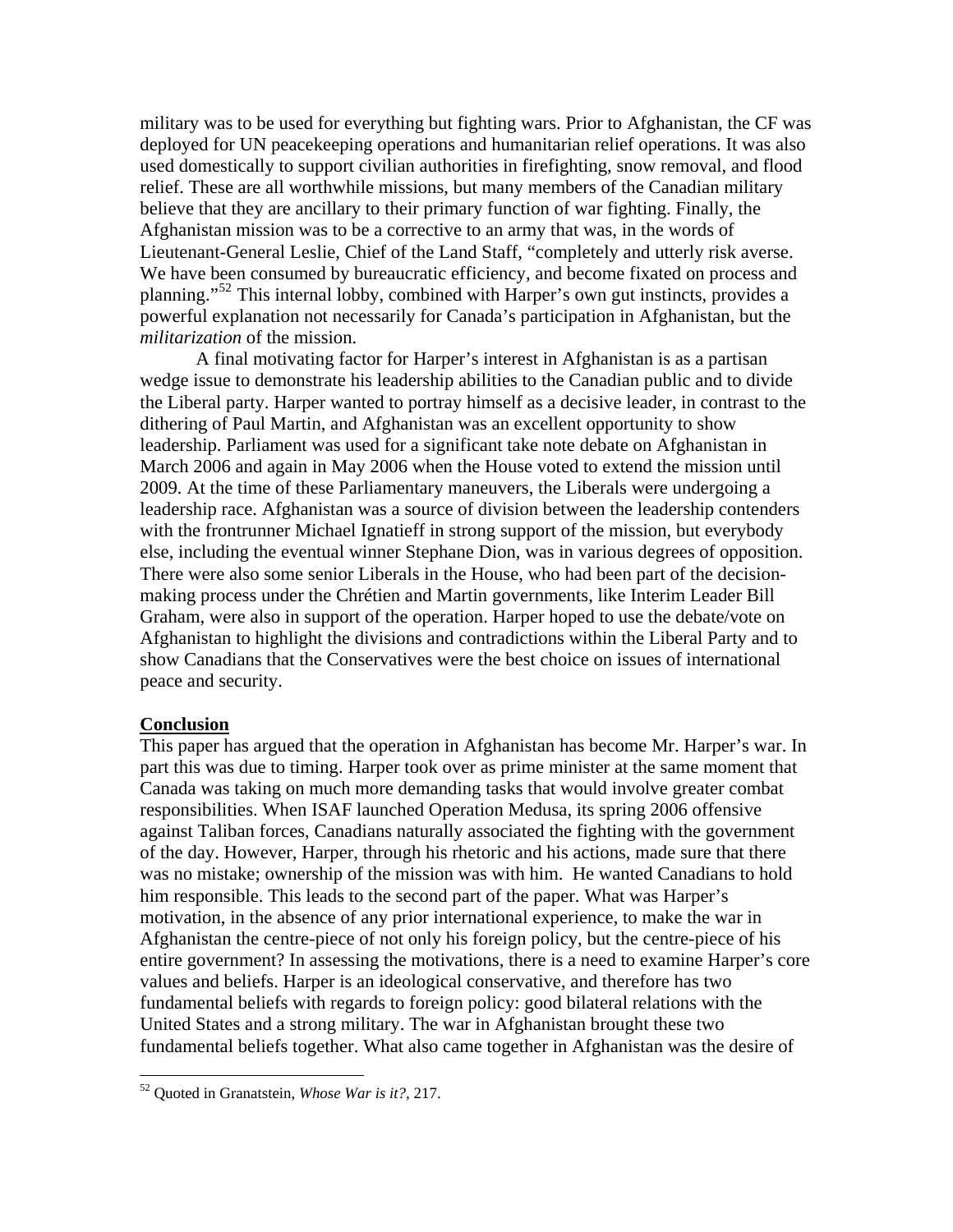military was to be used for everything but fighting wars. Prior to Afghanistan, the CF was deployed for UN peacekeeping operations and humanitarian relief operations. It was also used domestically to support civilian authorities in firefighting, snow removal, and flood relief. These are all worthwhile missions, but many members of the Canadian military believe that they are ancillary to their primary function of war fighting. Finally, the Afghanistan mission was to be a corrective to an army that was, in the words of Lieutenant-General Leslie, Chief of the Land Staff, "completely and utterly risk averse. We have been consumed by bureaucratic efficiency, and become fixated on process and planning."[52] This internal lobby, combined with Harper's own gut instincts, provides a powerful explanation not necessarily for Canada's participation in Afghanistan, but the *militarization* of the mission.

A final motivating factor for Harper's interest in Afghanistan is as a partisan wedge issue to demonstrate his leadership abilities to the Canadian public and to divide the Liberal party. Harper wanted to portray himself as a decisive leader, in contrast to the dithering of Paul Martin, and Afghanistan was an excellent opportunity to show leadership. Parliament was used for a significant take note debate on Afghanistan in March 2006 and again in May 2006 when the House voted to extend the mission until 2009. At the time of these Parliamentary maneuvers, the Liberals were undergoing a leadership race. Afghanistan was a source of division between the leadership contenders with the frontrunner Michael Ignatieff in strong support of the mission, but everybody else, including the eventual winner Stephane Dion, was in various degrees of opposition. There were also some senior Liberals in the House, who had been part of the decision-making process under the Chrétien and Martin governments, like Interim Leader Bill Graham, were also in support of the operation. Harper hoped to use the debate/vote on Afghanistan to highlight the divisions and contradictions within the Liberal Party and to show Canadians that the Conservatives were the best choice on issues of international peace and security.

## Conclusion

This paper has argued that the operation in Afghanistan has become Mr. Harper's war. In part this was due to timing. Harper took over as prime minister at the same moment that Canada was taking on much more demanding tasks that would involve greater combat responsibilities. When ISAF launched Operation Medusa, its spring 2006 offensive against Taliban forces, Canadians naturally associated the fighting with the government of the day. However, Harper, through his rhetoric and his actions, made sure that there was no mistake; ownership of the mission was with him. He wanted Canadians to hold him responsible. This leads to the second part of the paper. What was Harper's motivation, in the absence of any prior international experience, to make the war in Afghanistan the centre-piece of not only his foreign policy, but the centre-piece of his entire government? In assessing the motivations, there is a need to examine Harper's core values and beliefs. Harper is an ideological conservative, and therefore has two fundamental beliefs with regards to foreign policy: good bilateral relations with the United States and a strong military. The war in Afghanistan brought these two fundamental beliefs together. What also came together in Afghanistan was the desire of

[52] Quoted in Granatstein, *Whose War is it?*, 217.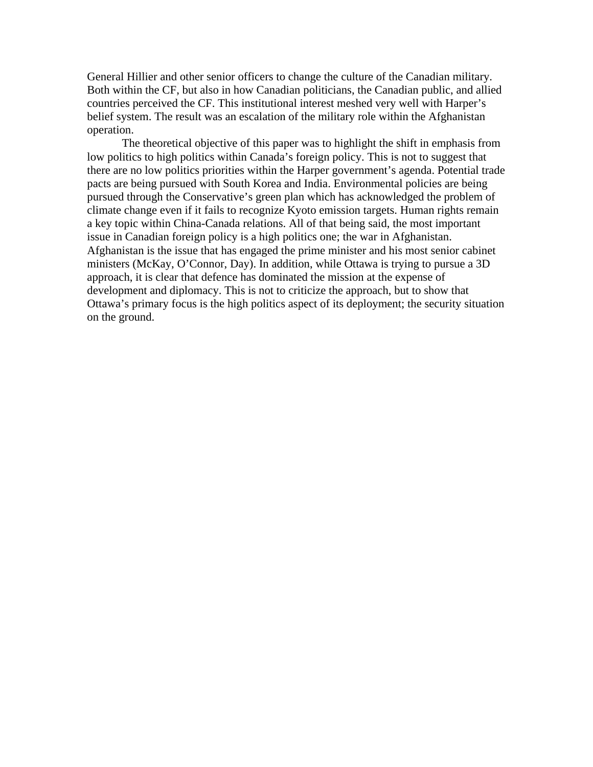General Hillier and other senior officers to change the culture of the Canadian military. Both within the CF, but also in how Canadian politicians, the Canadian public, and allied countries perceived the CF. This institutional interest meshed very well with Harper's belief system. The result was an escalation of the military role within the Afghanistan operation.

The theoretical objective of this paper was to highlight the shift in emphasis from low politics to high politics within Canada's foreign policy. This is not to suggest that there are no low politics priorities within the Harper government's agenda. Potential trade pacts are being pursued with South Korea and India. Environmental policies are being pursued through the Conservative's green plan which has acknowledged the problem of climate change even if it fails to recognize Kyoto emission targets. Human rights remain a key topic within China-Canada relations. All of that being said, the most important issue in Canadian foreign policy is a high politics one; the war in Afghanistan. Afghanistan is the issue that has engaged the prime minister and his most senior cabinet ministers (McKay, O'Connor, Day). In addition, while Ottawa is trying to pursue a 3D approach, it is clear that defence has dominated the mission at the expense of development and diplomacy. This is not to criticize the approach, but to show that Ottawa's primary focus is the high politics aspect of its deployment; the security situation on the ground.